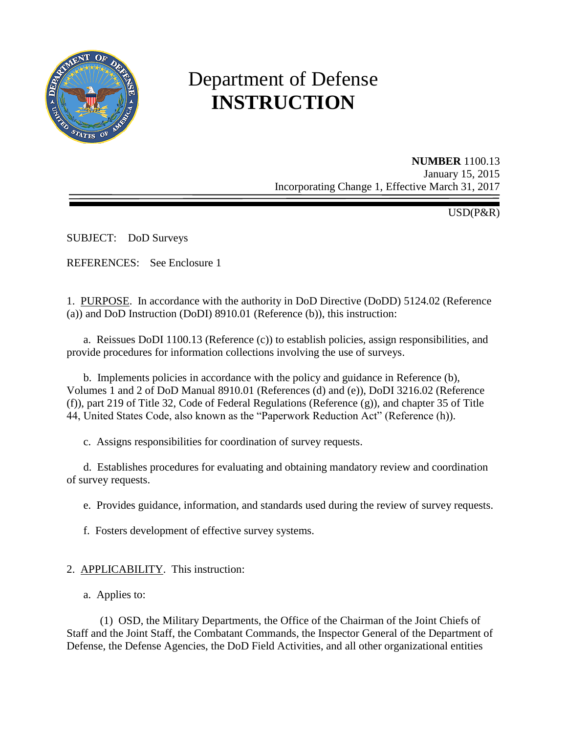# Department of Defense **INSTRUCTION**

**NUMBER** 1100.13
January 15, 2015
Incorporating Change 1, Effective March 31, 2017

USD(P&R)

SUBJECT: DoD Surveys

REFERENCES: See Enclosure 1

1. PURPOSE. In accordance with the authority in DoD Directive (DoDD) 5124.02 (Reference (a)) and DoD Instruction (DoDI) 8910.01 (Reference (b)), this instruction:

   a. Reissues DoDI 1100.13 (Reference (c)) to establish policies, assign responsibilities, and provide procedures for information collections involving the use of surveys.

   b. Implements policies in accordance with the policy and guidance in Reference (b), Volumes 1 and 2 of DoD Manual 8910.01 (References (d) and (e)), DoDI 3216.02 (Reference (f)), part 219 of Title 32, Code of Federal Regulations (Reference (g)), and chapter 35 of Title 44, United States Code, also known as the "Paperwork Reduction Act" (Reference (h)).

   c. Assigns responsibilities for coordination of survey requests.

   d. Establishes procedures for evaluating and obtaining mandatory review and coordination of survey requests.

   e. Provides guidance, information, and standards used during the review of survey requests.

   f. Fosters development of effective survey systems.

2. APPLICABILITY. This instruction:

   a. Applies to:

      (1) OSD, the Military Departments, the Office of the Chairman of the Joint Chiefs of Staff and the Joint Staff, the Combatant Commands, the Inspector General of the Department of Defense, the Defense Agencies, the DoD Field Activities, and all other organizational entities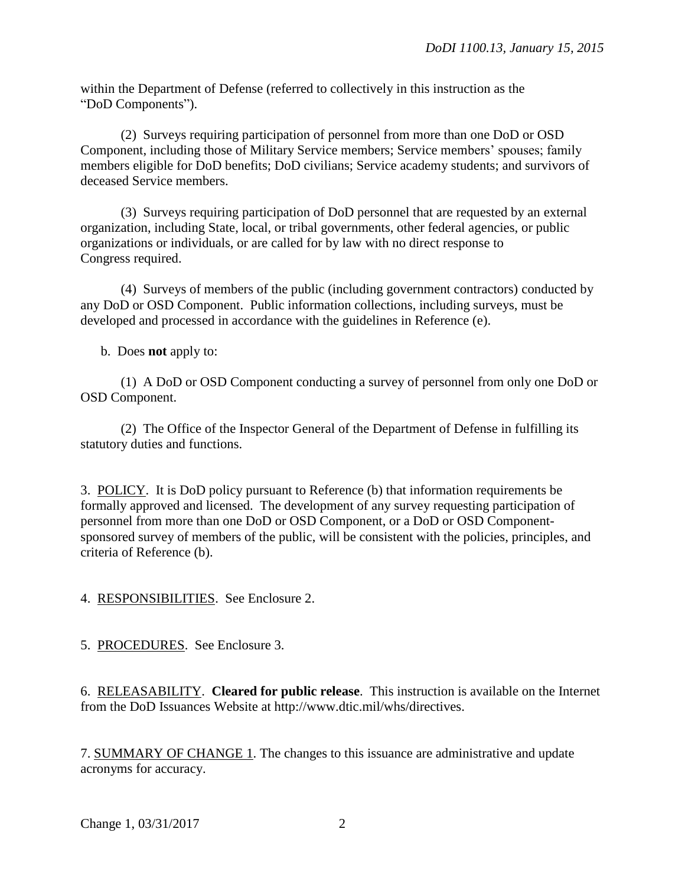within the Department of Defense (referred to collectively in this instruction as the "DoD Components").

(2) Surveys requiring participation of personnel from more than one DoD or OSD Component, including those of Military Service members; Service members' spouses; family members eligible for DoD benefits; DoD civilians; Service academy students; and survivors of deceased Service members.

(3) Surveys requiring participation of DoD personnel that are requested by an external organization, including State, local, or tribal governments, other federal agencies, or public organizations or individuals, or are called for by law with no direct response to Congress required.

(4) Surveys of members of the public (including government contractors) conducted by any DoD or OSD Component. Public information collections, including surveys, must be developed and processed in accordance with the guidelines in Reference (e).

b. Does **not** apply to:

(1) A DoD or OSD Component conducting a survey of personnel from only one DoD or OSD Component.

(2) The Office of the Inspector General of the Department of Defense in fulfilling its statutory duties and functions.

3. POLICY. It is DoD policy pursuant to Reference (b) that information requirements be formally approved and licensed. The development of any survey requesting participation of personnel from more than one DoD or OSD Component, or a DoD or OSD Component-sponsored survey of members of the public, will be consistent with the policies, principles, and criteria of Reference (b).

4. RESPONSIBILITIES. See Enclosure 2.

5. PROCEDURES. See Enclosure 3.

6. RELEASABILITY. **Cleared for public release**. This instruction is available on the Internet from the DoD Issuances Website at http://www.dtic.mil/whs/directives.

7. SUMMARY OF CHANGE 1. The changes to this issuance are administrative and update acronyms for accuracy.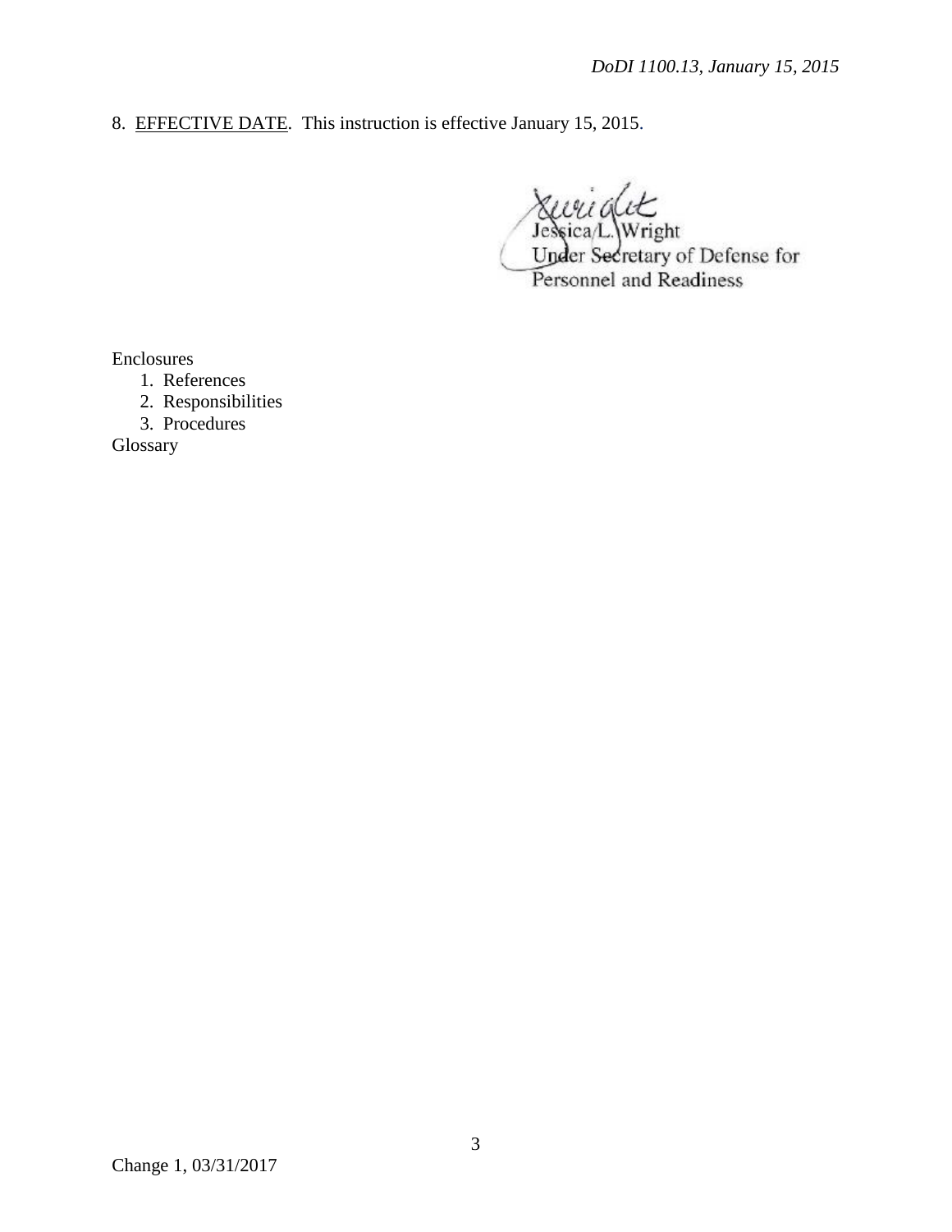8. EFFECTIVE DATE. This instruction is effective January 15, 2015.

Jessica L. Wright
Under Secretary of Defense for
Personnel and Readiness

Enclosures
1. References
2. Responsibilities
3. Procedures

Glossary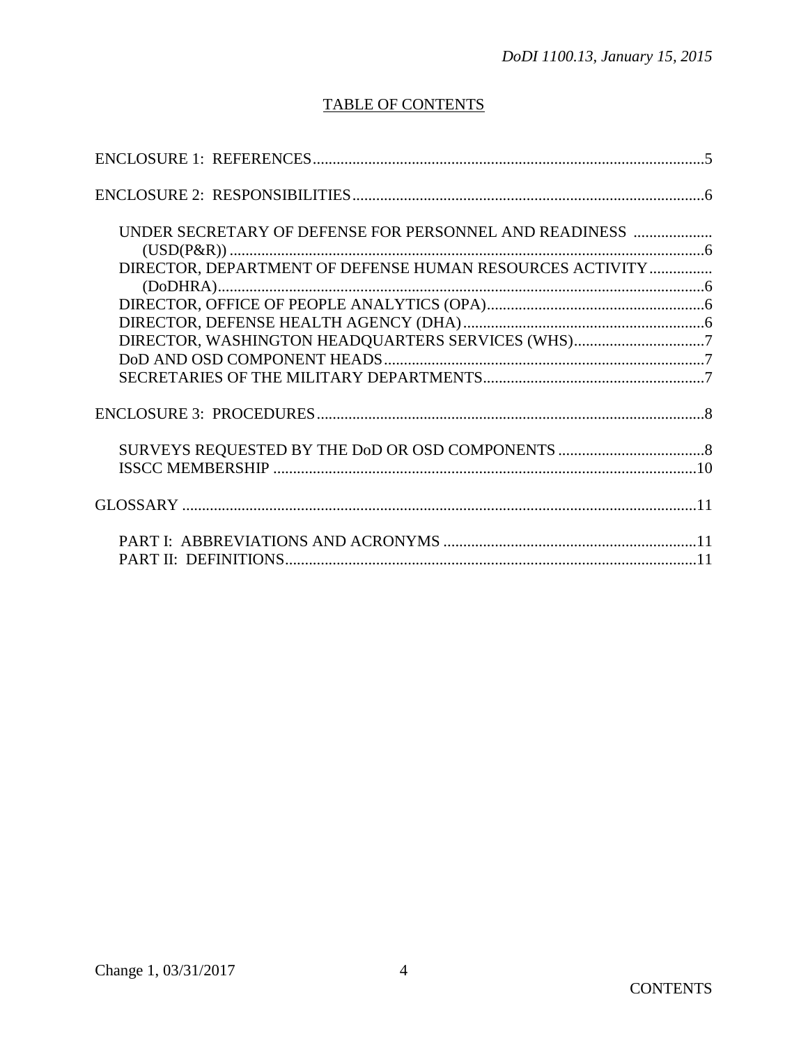## TABLE OF CONTENTS

ENCLOSURE 1: REFERENCES ... 5

ENCLOSURE 2: RESPONSIBILITIES ... 6

- UNDER SECRETARY OF DEFENSE FOR PERSONNEL AND READINESS (USD(P&R)) ... 6
- DIRECTOR, DEPARTMENT OF DEFENSE HUMAN RESOURCES ACTIVITY (DoDHRA) ... 6
- DIRECTOR, OFFICE OF PEOPLE ANALYTICS (OPA) ... 6
- DIRECTOR, DEFENSE HEALTH AGENCY (DHA) ... 6
- DIRECTOR, WASHINGTON HEADQUARTERS SERVICES (WHS) ... 7
- DoD AND OSD COMPONENT HEADS ... 7
- SECRETARIES OF THE MILITARY DEPARTMENTS ... 7

ENCLOSURE 3: PROCEDURES ... 8

- SURVEYS REQUESTED BY THE DoD OR OSD COMPONENTS ... 8
- ISSCC MEMBERSHIP ... 10

GLOSSARY ... 11

- PART I: ABBREVIATIONS AND ACRONYMS ... 11
- PART II: DEFINITIONS ... 11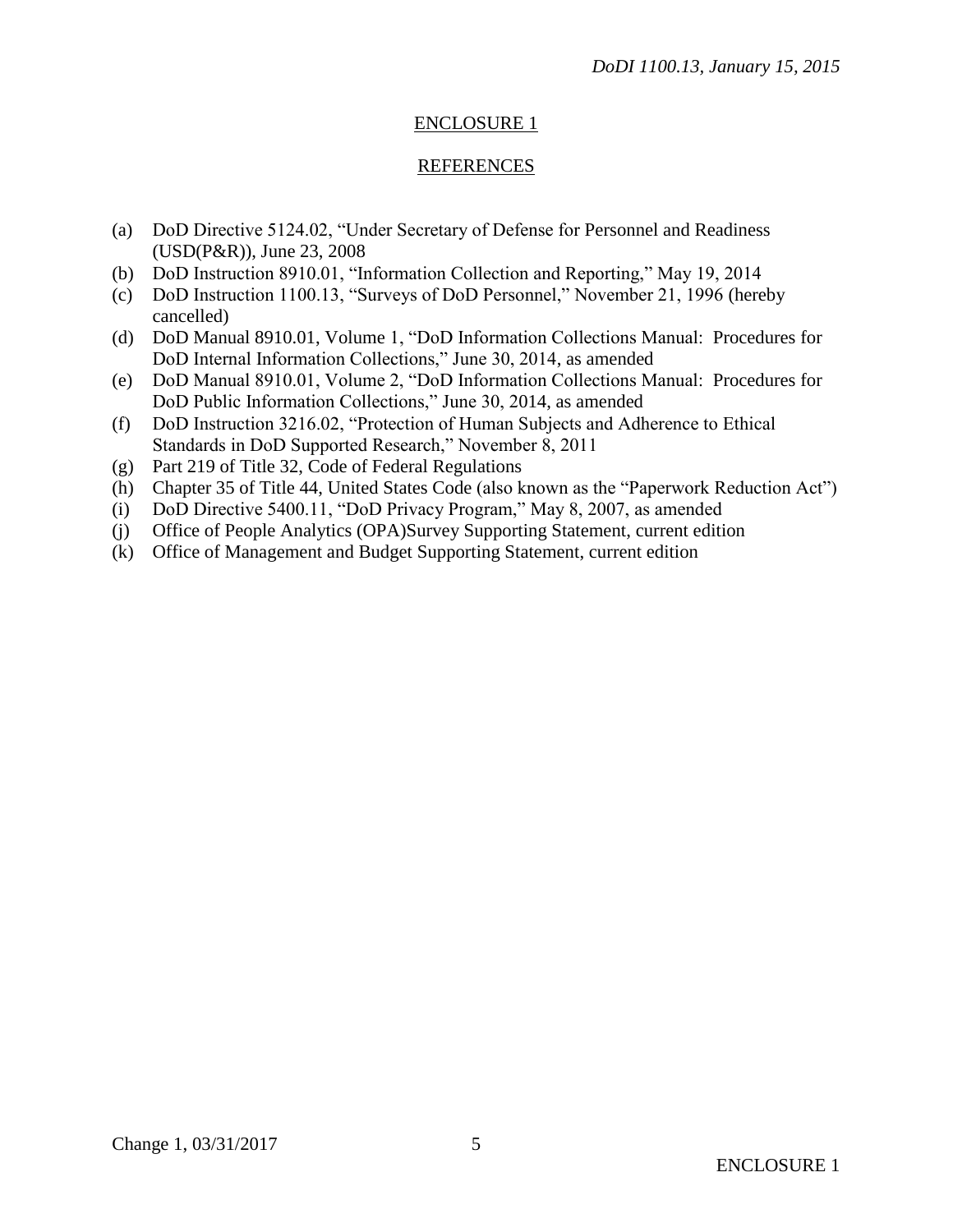## ENCLOSURE 1

## REFERENCES

(a) DoD Directive 5124.02, "Under Secretary of Defense for Personnel and Readiness (USD(P&R)), June 23, 2008
(b) DoD Instruction 8910.01, "Information Collection and Reporting," May 19, 2014
(c) DoD Instruction 1100.13, "Surveys of DoD Personnel," November 21, 1996 (hereby cancelled)
(d) DoD Manual 8910.01, Volume 1, "DoD Information Collections Manual: Procedures for DoD Internal Information Collections," June 30, 2014, as amended
(e) DoD Manual 8910.01, Volume 2, "DoD Information Collections Manual: Procedures for DoD Public Information Collections," June 30, 2014, as amended
(f) DoD Instruction 3216.02, "Protection of Human Subjects and Adherence to Ethical Standards in DoD Supported Research," November 8, 2011
(g) Part 219 of Title 32, Code of Federal Regulations
(h) Chapter 35 of Title 44, United States Code (also known as the "Paperwork Reduction Act")
(i) DoD Directive 5400.11, "DoD Privacy Program," May 8, 2007, as amended
(j) Office of People Analytics (OPA)Survey Supporting Statement, current edition
(k) Office of Management and Budget Supporting Statement, current edition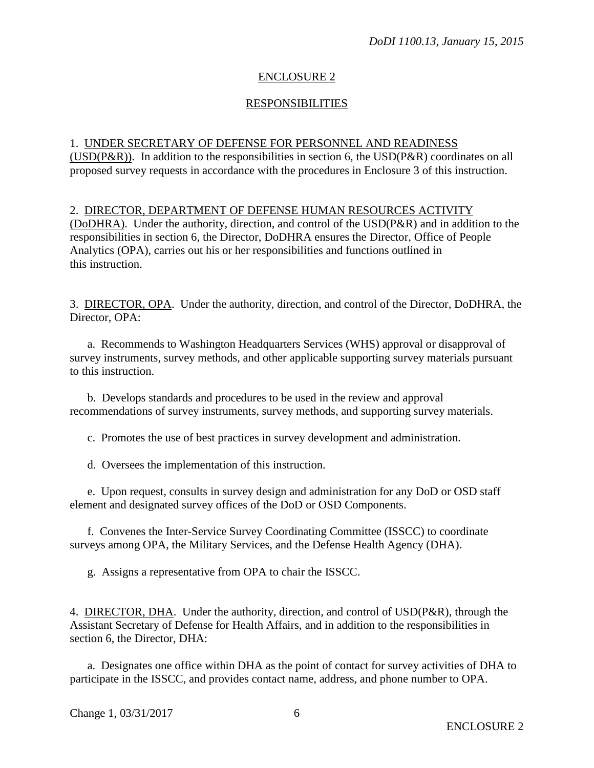## ENCLOSURE 2

## RESPONSIBILITIES

1. UNDER SECRETARY OF DEFENSE FOR PERSONNEL AND READINESS (USD(P&R)). In addition to the responsibilities in section 6, the USD(P&R) coordinates on all proposed survey requests in accordance with the procedures in Enclosure 3 of this instruction.

2. DIRECTOR, DEPARTMENT OF DEFENSE HUMAN RESOURCES ACTIVITY (DoDHRA). Under the authority, direction, and control of the USD(P&R) and in addition to the responsibilities in section 6, the Director, DoDHRA ensures the Director, Office of People Analytics (OPA), carries out his or her responsibilities and functions outlined in this instruction.

3. DIRECTOR, OPA. Under the authority, direction, and control of the Director, DoDHRA, the Director, OPA:

a. Recommends to Washington Headquarters Services (WHS) approval or disapproval of survey instruments, survey methods, and other applicable supporting survey materials pursuant to this instruction.

b. Develops standards and procedures to be used in the review and approval recommendations of survey instruments, survey methods, and supporting survey materials.

c. Promotes the use of best practices in survey development and administration.

d. Oversees the implementation of this instruction.

e. Upon request, consults in survey design and administration for any DoD or OSD staff element and designated survey offices of the DoD or OSD Components.

f. Convenes the Inter-Service Survey Coordinating Committee (ISSCC) to coordinate surveys among OPA, the Military Services, and the Defense Health Agency (DHA).

g. Assigns a representative from OPA to chair the ISSCC.

4. DIRECTOR, DHA. Under the authority, direction, and control of USD(P&R), through the Assistant Secretary of Defense for Health Affairs, and in addition to the responsibilities in section 6, the Director, DHA:

a. Designates one office within DHA as the point of contact for survey activities of DHA to participate in the ISSCC, and provides contact name, address, and phone number to OPA.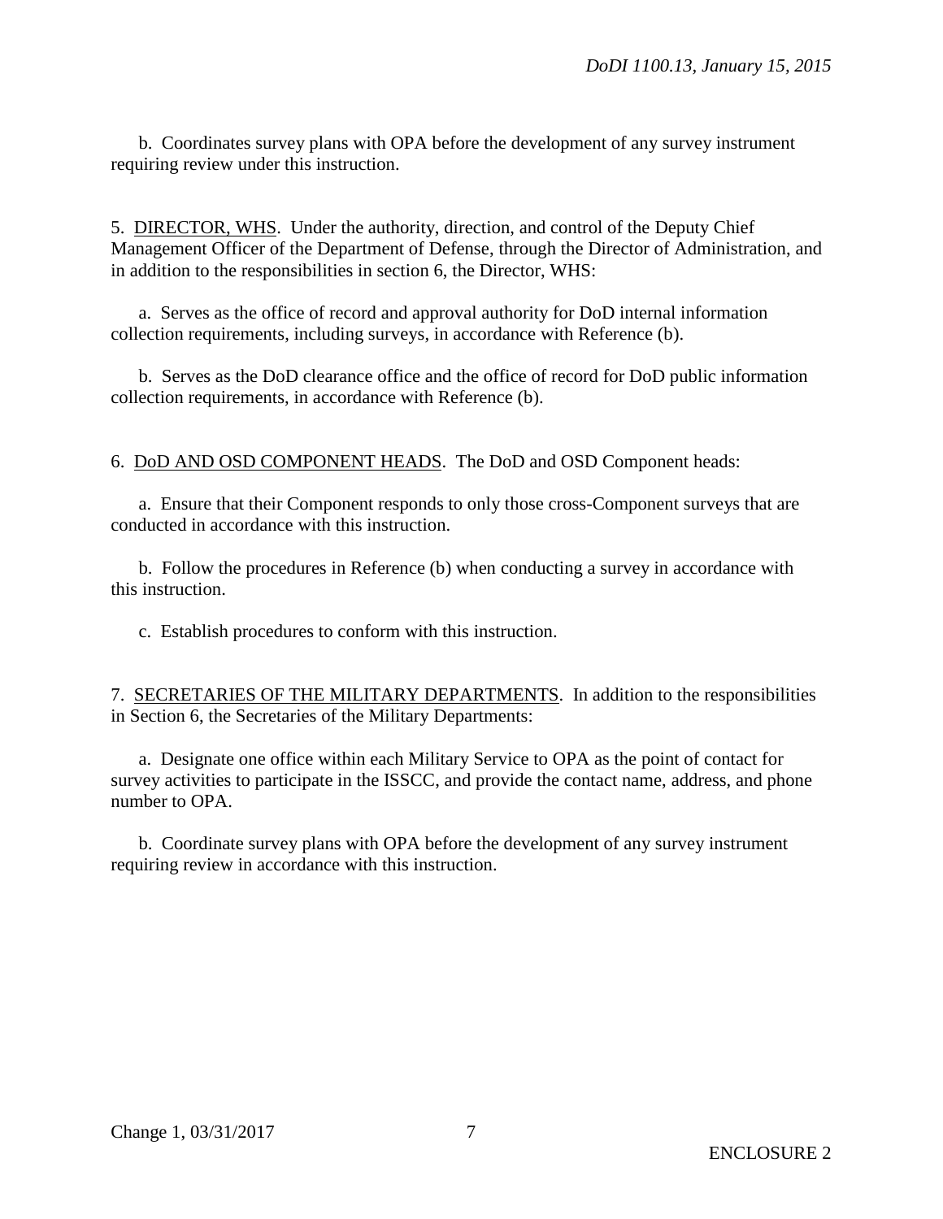b. Coordinates survey plans with OPA before the development of any survey instrument requiring review under this instruction.

5. <u>DIRECTOR, WHS</u>. Under the authority, direction, and control of the Deputy Chief Management Officer of the Department of Defense, through the Director of Administration, and in addition to the responsibilities in section 6, the Director, WHS:

a. Serves as the office of record and approval authority for DoD internal information collection requirements, including surveys, in accordance with Reference (b).

b. Serves as the DoD clearance office and the office of record for DoD public information collection requirements, in accordance with Reference (b).

6. <u>DoD AND OSD COMPONENT HEADS</u>. The DoD and OSD Component heads:

a. Ensure that their Component responds to only those cross-Component surveys that are conducted in accordance with this instruction.

b. Follow the procedures in Reference (b) when conducting a survey in accordance with this instruction.

c. Establish procedures to conform with this instruction.

7. <u>SECRETARIES OF THE MILITARY DEPARTMENTS</u>. In addition to the responsibilities in Section 6, the Secretaries of the Military Departments:

a. Designate one office within each Military Service to OPA as the point of contact for survey activities to participate in the ISSCC, and provide the contact name, address, and phone number to OPA.

b. Coordinate survey plans with OPA before the development of any survey instrument requiring review in accordance with this instruction.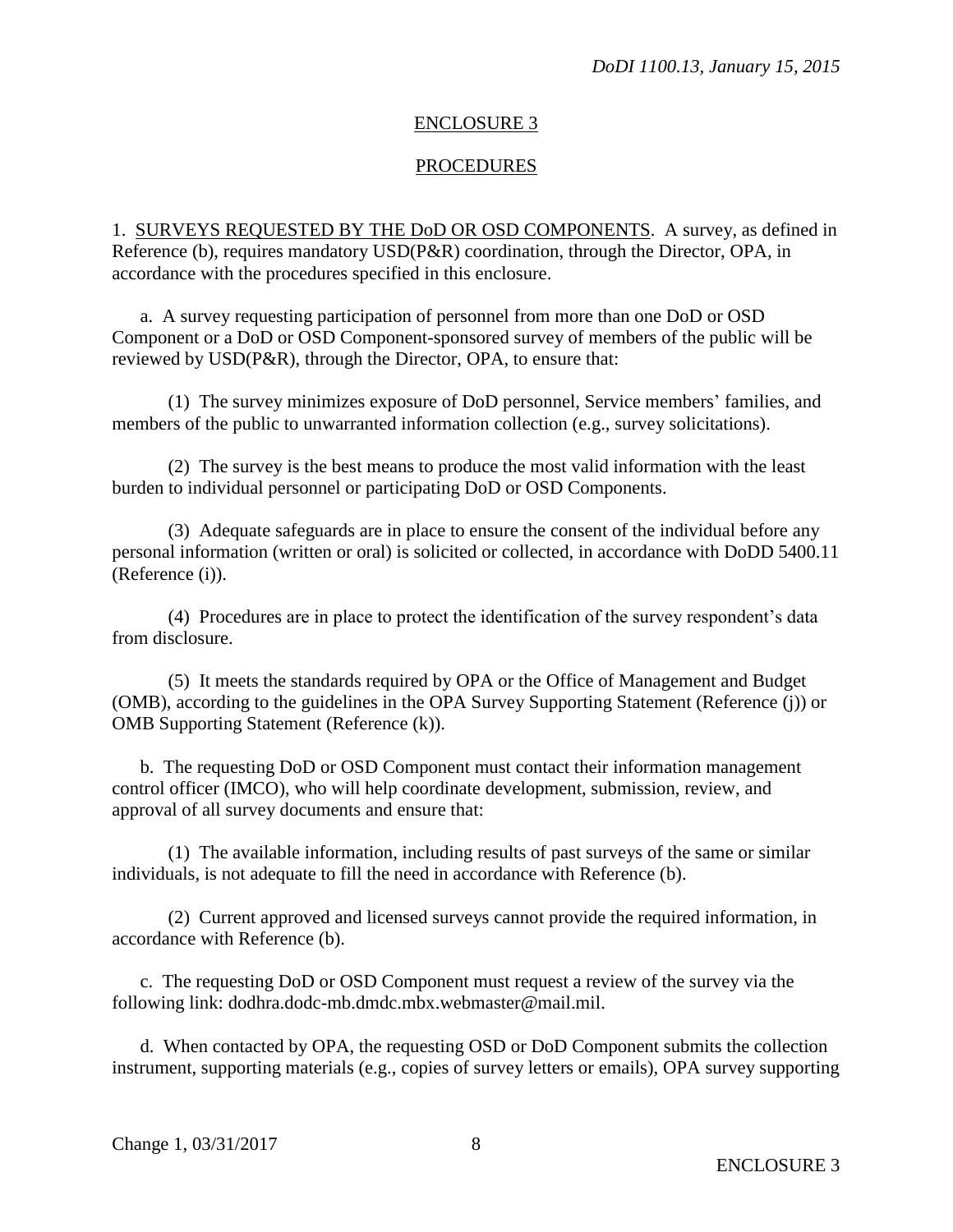## ENCLOSURE 3

## PROCEDURES

1. SURVEYS REQUESTED BY THE DoD OR OSD COMPONENTS. A survey, as defined in Reference (b), requires mandatory USD(P&R) coordination, through the Director, OPA, in accordance with the procedures specified in this enclosure.

a. A survey requesting participation of personnel from more than one DoD or OSD Component or a DoD or OSD Component-sponsored survey of members of the public will be reviewed by USD(P&R), through the Director, OPA, to ensure that:

(1) The survey minimizes exposure of DoD personnel, Service members' families, and members of the public to unwarranted information collection (e.g., survey solicitations).

(2) The survey is the best means to produce the most valid information with the least burden to individual personnel or participating DoD or OSD Components.

(3) Adequate safeguards are in place to ensure the consent of the individual before any personal information (written or oral) is solicited or collected, in accordance with DoDD 5400.11 (Reference (i)).

(4) Procedures are in place to protect the identification of the survey respondent's data from disclosure.

(5) It meets the standards required by OPA or the Office of Management and Budget (OMB), according to the guidelines in the OPA Survey Supporting Statement (Reference (j)) or OMB Supporting Statement (Reference (k)).

b. The requesting DoD or OSD Component must contact their information management control officer (IMCO), who will help coordinate development, submission, review, and approval of all survey documents and ensure that:

(1) The available information, including results of past surveys of the same or similar individuals, is not adequate to fill the need in accordance with Reference (b).

(2) Current approved and licensed surveys cannot provide the required information, in accordance with Reference (b).

c. The requesting DoD or OSD Component must request a review of the survey via the following link: dodhra.dodc-mb.dmdc.mbx.webmaster@mail.mil.

d. When contacted by OPA, the requesting OSD or DoD Component submits the collection instrument, supporting materials (e.g., copies of survey letters or emails), OPA survey supporting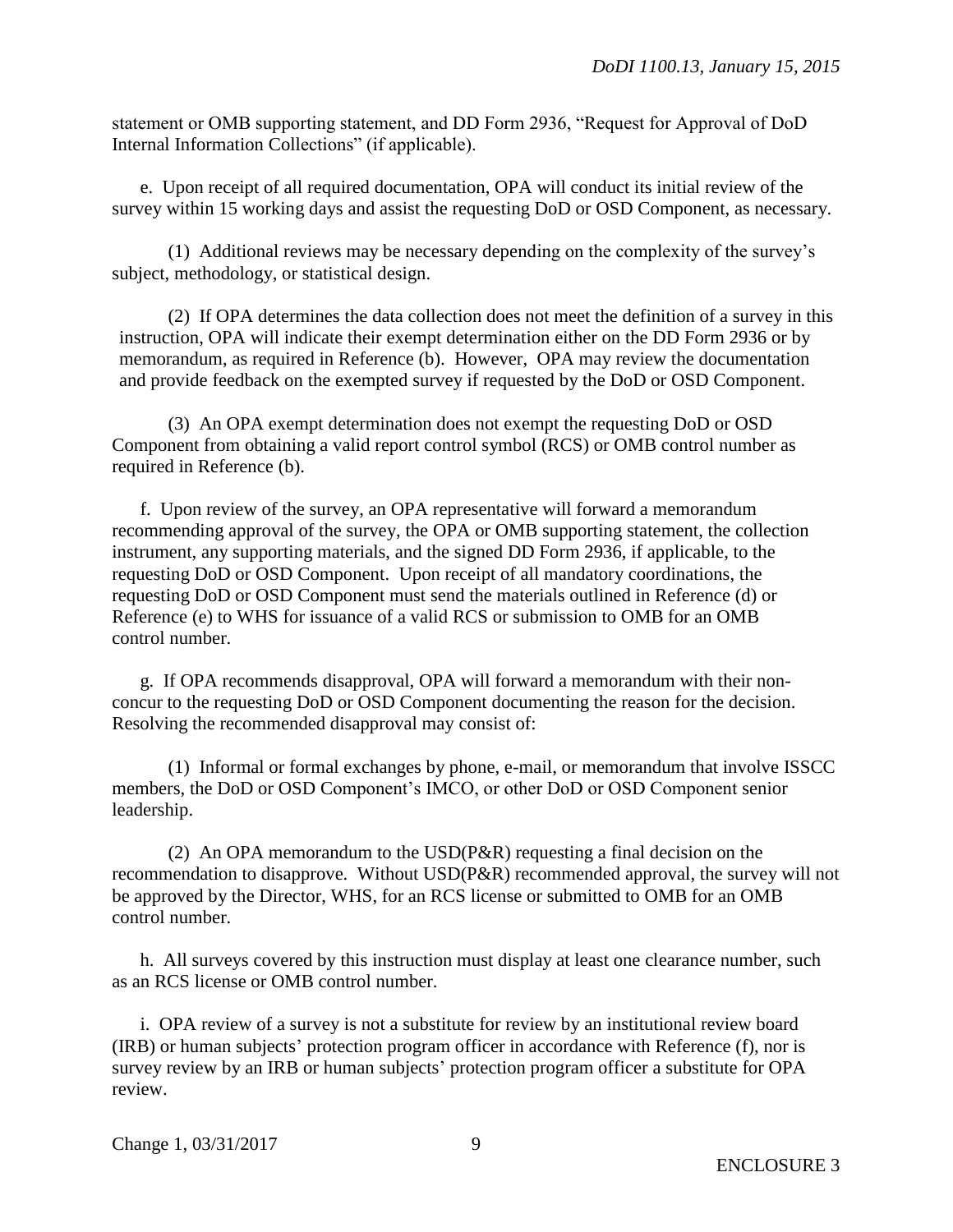statement or OMB supporting statement, and DD Form 2936, "Request for Approval of DoD Internal Information Collections" (if applicable).

e. Upon receipt of all required documentation, OPA will conduct its initial review of the survey within 15 working days and assist the requesting DoD or OSD Component, as necessary.

(1) Additional reviews may be necessary depending on the complexity of the survey's subject, methodology, or statistical design.

(2) If OPA determines the data collection does not meet the definition of a survey in this instruction, OPA will indicate their exempt determination either on the DD Form 2936 or by memorandum, as required in Reference (b). However, OPA may review the documentation and provide feedback on the exempted survey if requested by the DoD or OSD Component.

(3) An OPA exempt determination does not exempt the requesting DoD or OSD Component from obtaining a valid report control symbol (RCS) or OMB control number as required in Reference (b).

f. Upon review of the survey, an OPA representative will forward a memorandum recommending approval of the survey, the OPA or OMB supporting statement, the collection instrument, any supporting materials, and the signed DD Form 2936, if applicable, to the requesting DoD or OSD Component. Upon receipt of all mandatory coordinations, the requesting DoD or OSD Component must send the materials outlined in Reference (d) or Reference (e) to WHS for issuance of a valid RCS or submission to OMB for an OMB control number.

g. If OPA recommends disapproval, OPA will forward a memorandum with their non-concur to the requesting DoD or OSD Component documenting the reason for the decision. Resolving the recommended disapproval may consist of:

(1) Informal or formal exchanges by phone, e-mail, or memorandum that involve ISSCC members, the DoD or OSD Component's IMCO, or other DoD or OSD Component senior leadership.

(2) An OPA memorandum to the USD(P&R) requesting a final decision on the recommendation to disapprove. Without USD(P&R) recommended approval, the survey will not be approved by the Director, WHS, for an RCS license or submitted to OMB for an OMB control number.

h. All surveys covered by this instruction must display at least one clearance number, such as an RCS license or OMB control number.

i. OPA review of a survey is not a substitute for review by an institutional review board (IRB) or human subjects' protection program officer in accordance with Reference (f), nor is survey review by an IRB or human subjects' protection program officer a substitute for OPA review.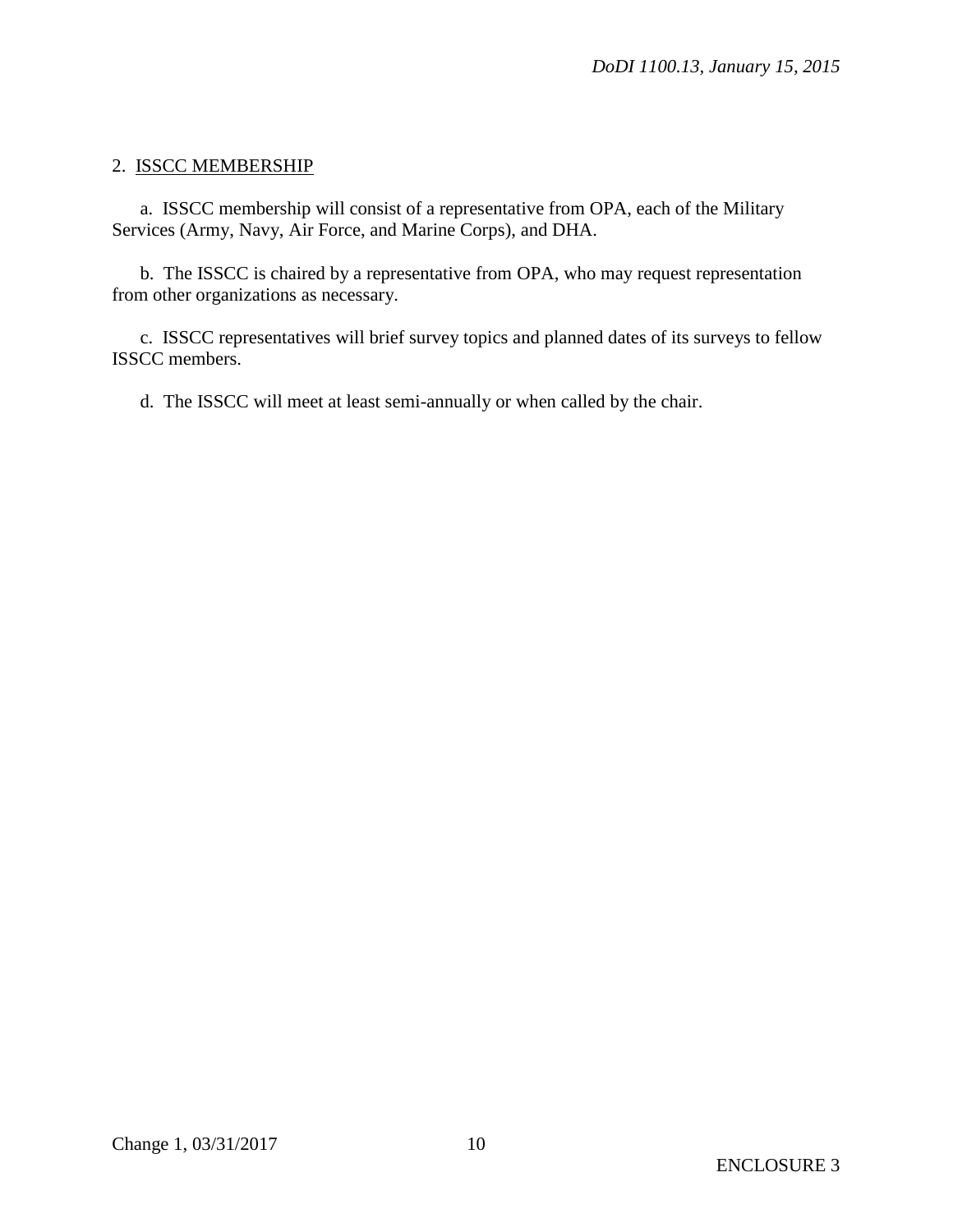## 2. ISSCC MEMBERSHIP

a. ISSCC membership will consist of a representative from OPA, each of the Military Services (Army, Navy, Air Force, and Marine Corps), and DHA.

b. The ISSCC is chaired by a representative from OPA, who may request representation from other organizations as necessary.

c. ISSCC representatives will brief survey topics and planned dates of its surveys to fellow ISSCC members.

d. The ISSCC will meet at least semi-annually or when called by the chair.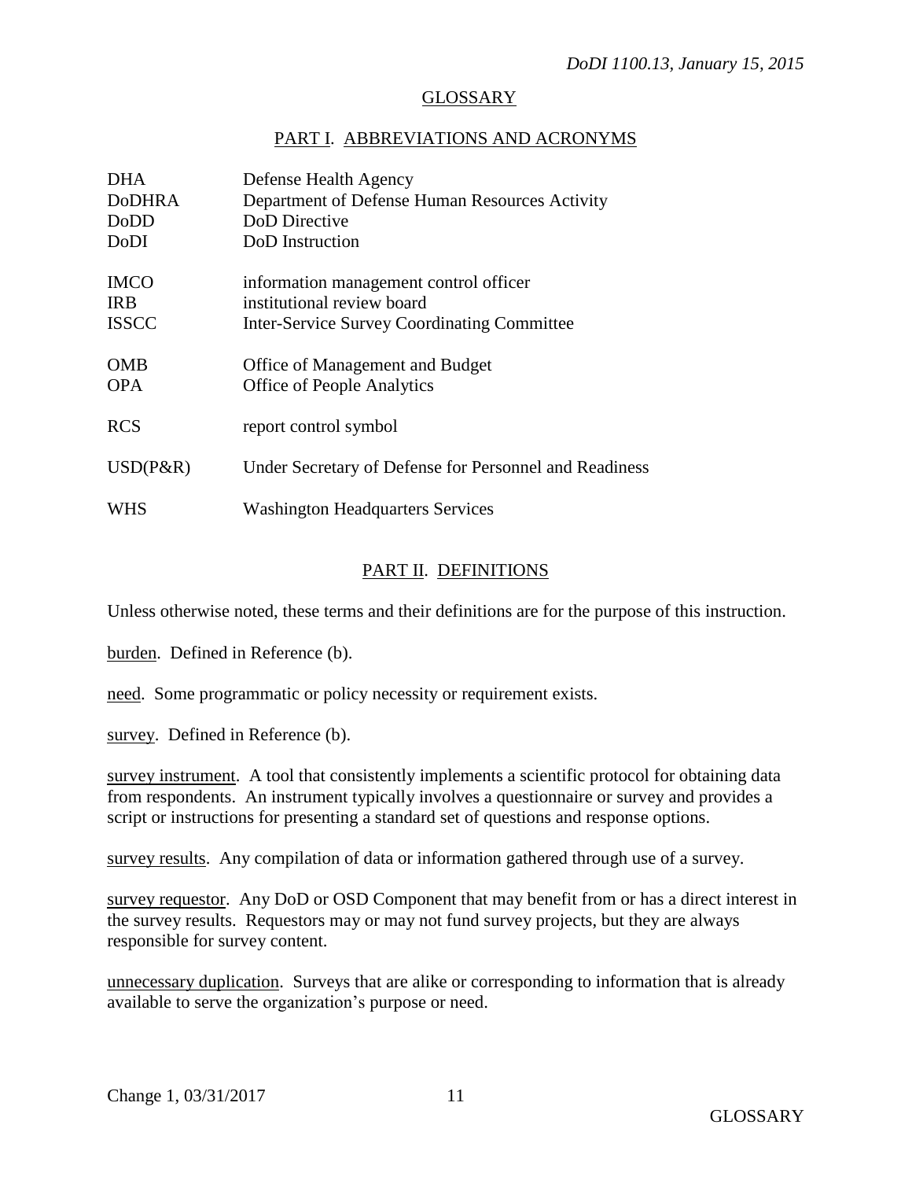## GLOSSARY

### PART I. ABBREVIATIONS AND ACRONYMS

| | |
|---|---|
| DHA | Defense Health Agency |
| DoDHRA | Department of Defense Human Resources Activity |
| DoDD | DoD Directive |
| DoDI | DoD Instruction |
| IMCO | information management control officer |
| IRB | institutional review board |
| ISSCC | Inter-Service Survey Coordinating Committee |
| OMB | Office of Management and Budget |
| OPA | Office of People Analytics |
| RCS | report control symbol |
| USD(P&R) | Under Secretary of Defense for Personnel and Readiness |
| WHS | Washington Headquarters Services |

### PART II. DEFINITIONS

Unless otherwise noted, these terms and their definitions are for the purpose of this instruction.

<u>burden</u>. Defined in Reference (b).

<u>need</u>. Some programmatic or policy necessity or requirement exists.

<u>survey</u>. Defined in Reference (b).

<u>survey instrument</u>. A tool that consistently implements a scientific protocol for obtaining data from respondents. An instrument typically involves a questionnaire or survey and provides a script or instructions for presenting a standard set of questions and response options.

<u>survey results</u>. Any compilation of data or information gathered through use of a survey.

<u>survey requestor</u>. Any DoD or OSD Component that may benefit from or has a direct interest in the survey results. Requestors may or may not fund survey projects, but they are always responsible for survey content.

<u>unnecessary duplication</u>. Surveys that are alike or corresponding to information that is already available to serve the organization's purpose or need.